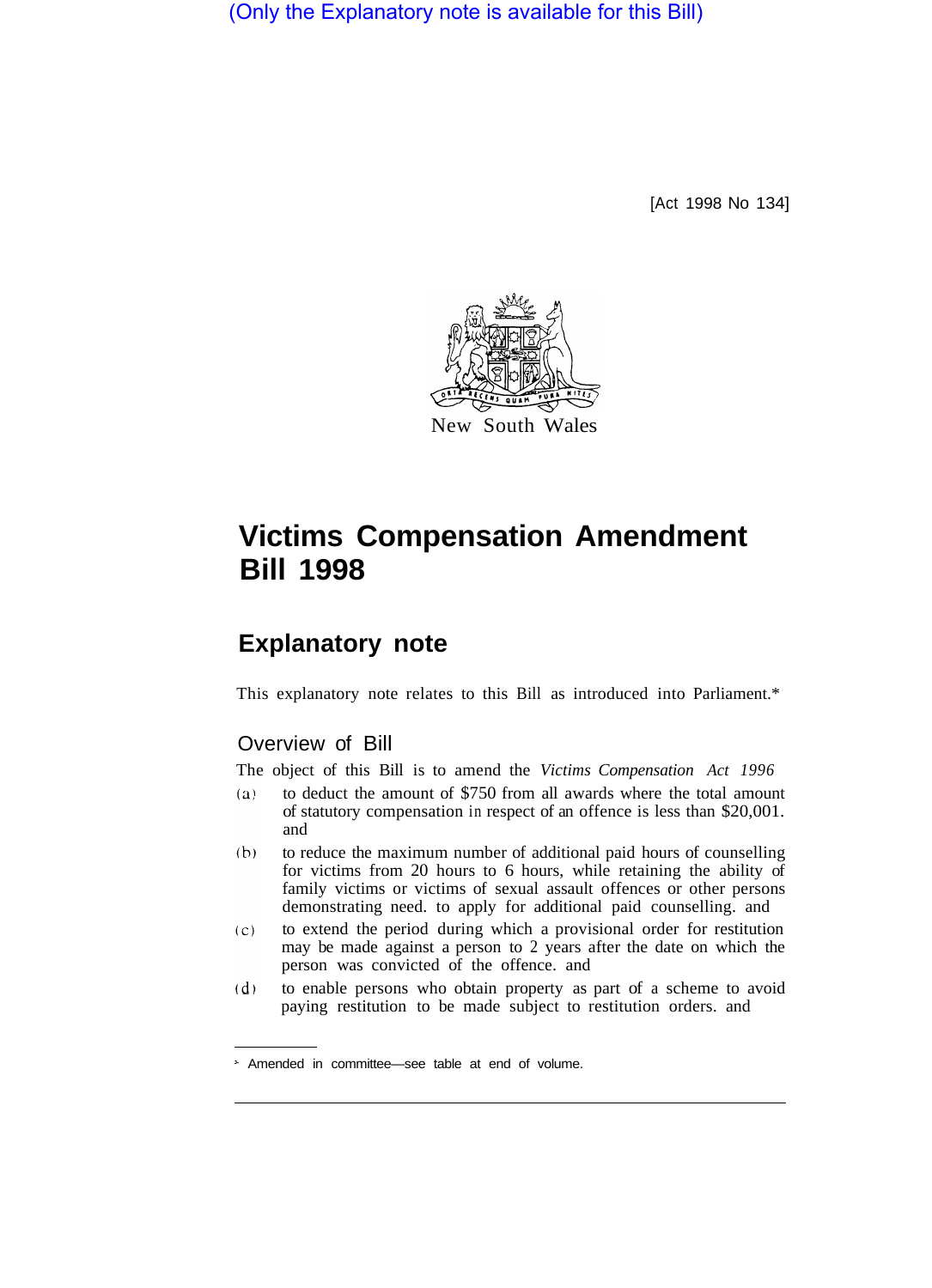(Only the Explanatory note is available for this Bill)

[Act 1998 No 134]

New South Wales

# Victims Compensation Amendment Bill 1998

## Explanatory note

This explanatory note relates to this Bill as introduced into Parliament.*

### Overview of Bill

The object of this Bill is to amend the *Victims Compensation Act 1996*

(a) to deduct the amount of $750 from all awards where the total amount of statutory compensation in respect of an offence is less than $20,001. and

(b) to reduce the maximum number of additional paid hours of counselling for victims from 20 hours to 6 hours, while retaining the ability of family victims or victims of sexual assault offences or other persons demonstrating need. to apply for additional paid counselling. and

(c) to extend the period during which a provisional order for restitution may be made against a person to 2 years after the date on which the person was convicted of the offence. and

(d) to enable persons who obtain property as part of a scheme to avoid paying restitution to be made subject to restitution orders. and

* Amended in committee—see table at end of volume.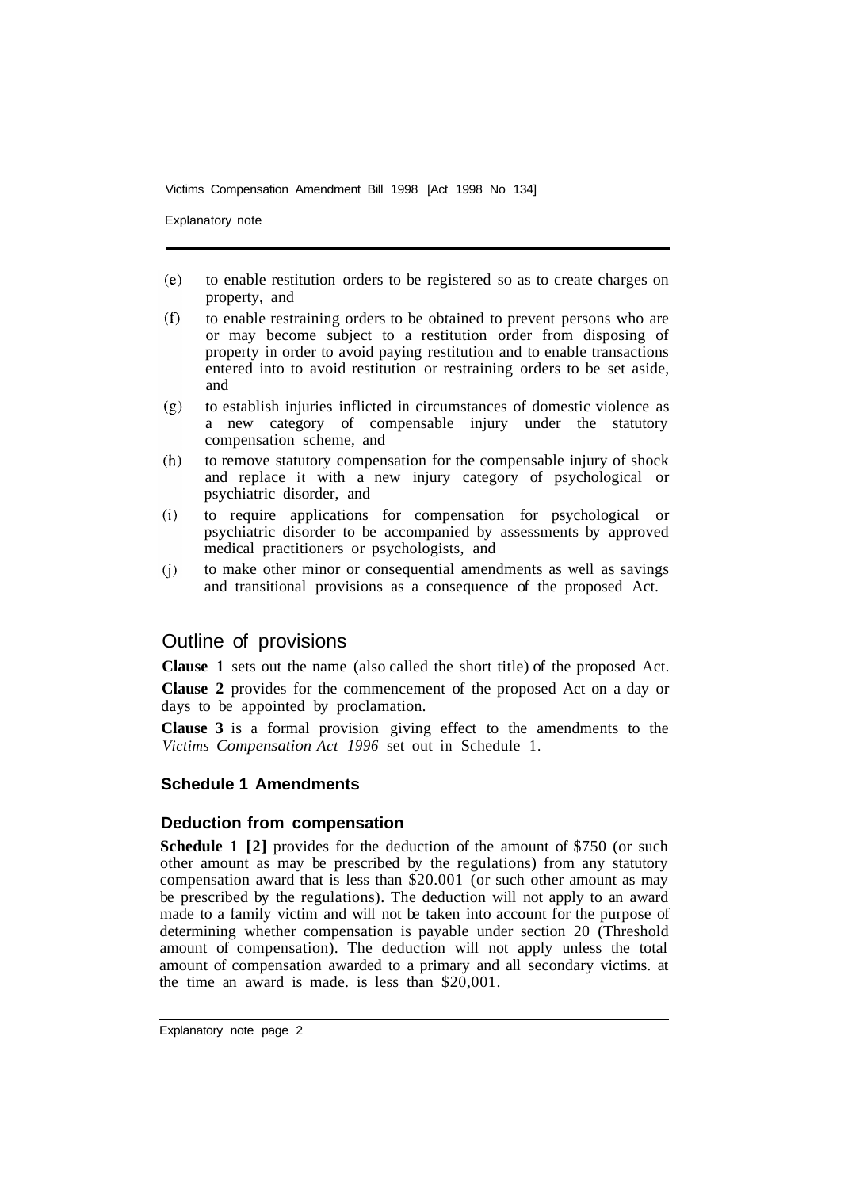(e) to enable restitution orders to be registered so as to create charges on property, and

(f) to enable restraining orders to be obtained to prevent persons who are or may become subject to a restitution order from disposing of property in order to avoid paying restitution and to enable transactions entered into to avoid restitution or restraining orders to be set aside, and

(g) to establish injuries inflicted in circumstances of domestic violence as a new category of compensable injury under the statutory compensation scheme, and

(h) to remove statutory compensation for the compensable injury of shock and replace it with a new injury category of psychological or psychiatric disorder, and

(i) to require applications for compensation for psychological or psychiatric disorder to be accompanied by assessments by approved medical practitioners or psychologists, and

(j) to make other minor or consequential amendments as well as savings and transitional provisions as a consequence of the proposed Act.

## Outline of provisions

**Clause 1** sets out the name (also called the short title) of the proposed Act.

**Clause 2** provides for the commencement of the proposed Act on a day or days to be appointed by proclamation.

**Clause 3** is a formal provision giving effect to the amendments to the *Victims Compensation Act 1996* set out in Schedule 1.

### Schedule 1 Amendments

### Deduction from compensation

**Schedule 1 [2]** provides for the deduction of the amount of $750 (or such other amount as may be prescribed by the regulations) from any statutory compensation award that is less than $20.001 (or such other amount as may be prescribed by the regulations). The deduction will not apply to an award made to a family victim and will not be taken into account for the purpose of determining whether compensation is payable under section 20 (Threshold amount of compensation). The deduction will not apply unless the total amount of compensation awarded to a primary and all secondary victims. at the time an award is made. is less than $20,001.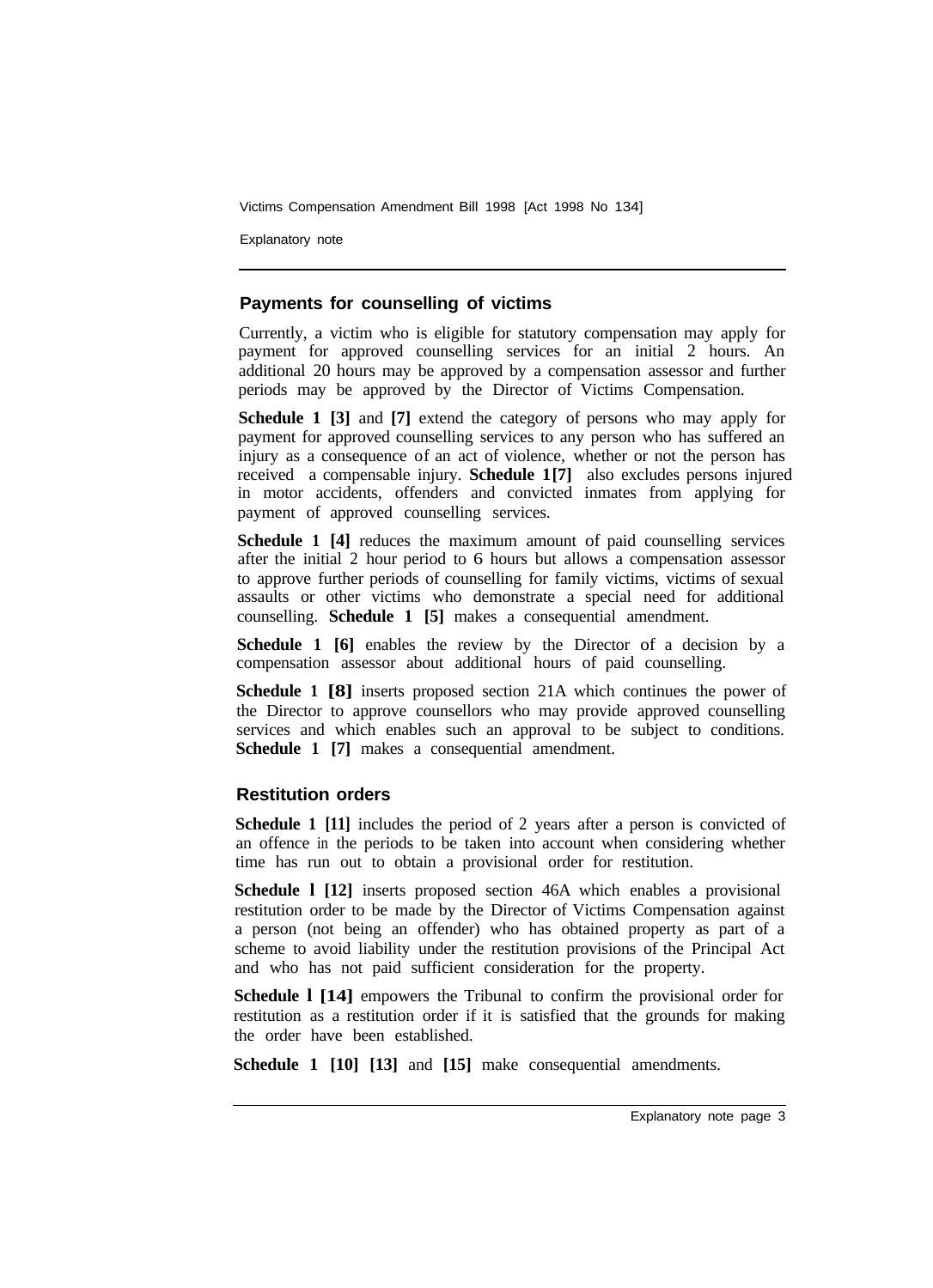## Payments for counselling of victims

Currently, a victim who is eligible for statutory compensation may apply for payment for approved counselling services for an initial 2 hours. An additional 20 hours may be approved by a compensation assessor and further periods may be approved by the Director of Victims Compensation.

**Schedule 1 [3]** and **[7]** extend the category of persons who may apply for payment for approved counselling services to any person who has suffered an injury as a consequence of an act of violence, whether or not the person has received a compensable injury. **Schedule 1 [7]** also excludes persons injured in motor accidents, offenders and convicted inmates from applying for payment of approved counselling services.

**Schedule 1 [4]** reduces the maximum amount of paid counselling services after the initial 2 hour period to 6 hours but allows a compensation assessor to approve further periods of counselling for family victims, victims of sexual assaults or other victims who demonstrate a special need for additional counselling. **Schedule 1 [5]** makes a consequential amendment.

**Schedule 1 [6]** enables the review by the Director of a decision by a compensation assessor about additional hours of paid counselling.

**Schedule 1 [8]** inserts proposed section 21A which continues the power of the Director to approve counsellors who may provide approved counselling services and which enables such an approval to be subject to conditions. **Schedule 1 [7]** makes a consequential amendment.

## Restitution orders

**Schedule 1 [11]** includes the period of 2 years after a person is convicted of an offence in the periods to be taken into account when considering whether time has run out to obtain a provisional order for restitution.

**Schedule 1 [12]** inserts proposed section 46A which enables a provisional restitution order to be made by the Director of Victims Compensation against a person (not being an offender) who has obtained property as part of a scheme to avoid liability under the restitution provisions of the Principal Act and who has not paid sufficient consideration for the property.

**Schedule 1 [14]** empowers the Tribunal to confirm the provisional order for restitution as a restitution order if it is satisfied that the grounds for making the order have been established.

**Schedule 1 [10] [13]** and **[15]** make consequential amendments.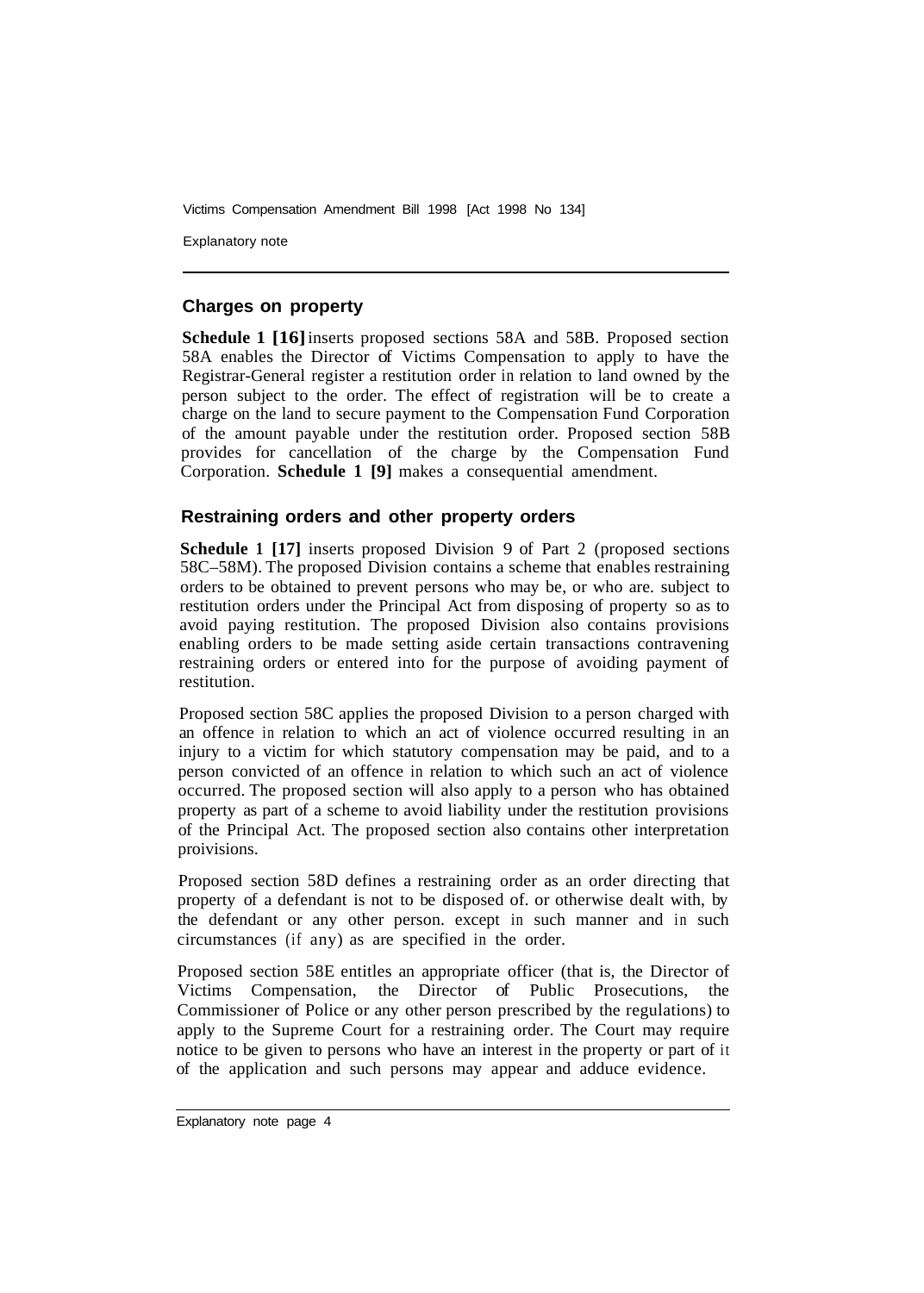## Charges on property

**Schedule 1 [16]** inserts proposed sections 58A and 58B. Proposed section 58A enables the Director of Victims Compensation to apply to have the Registrar-General register a restitution order in relation to land owned by the person subject to the order. The effect of registration will be to create a charge on the land to secure payment to the Compensation Fund Corporation of the amount payable under the restitution order. Proposed section 58B provides for cancellation of the charge by the Compensation Fund Corporation. **Schedule 1 [9]** makes a consequential amendment.

## Restraining orders and other property orders

**Schedule 1 [17]** inserts proposed Division 9 of Part 2 (proposed sections 58C–58M). The proposed Division contains a scheme that enables restraining orders to be obtained to prevent persons who may be, or who are. subject to restitution orders under the Principal Act from disposing of property so as to avoid paying restitution. The proposed Division also contains provisions enabling orders to be made setting aside certain transactions contravening restraining orders or entered into for the purpose of avoiding payment of restitution.

Proposed section 58C applies the proposed Division to a person charged with an offence in relation to which an act of violence occurred resulting in an injury to a victim for which statutory compensation may be paid, and to a person convicted of an offence in relation to which such an act of violence occurred. The proposed section will also apply to a person who has obtained property as part of a scheme to avoid liability under the restitution provisions of the Principal Act. The proposed section also contains other interpretation proivisions.

Proposed section 58D defines a restraining order as an order directing that property of a defendant is not to be disposed of. or otherwise dealt with, by the defendant or any other person. except in such manner and in such circumstances (if any) as are specified in the order.

Proposed section 58E entitles an appropriate officer (that is, the Director of Victims Compensation, the Director of Public Prosecutions, the Commissioner of Police or any other person prescribed by the regulations) to apply to the Supreme Court for a restraining order. The Court may require notice to be given to persons who have an interest in the property or part of it of the application and such persons may appear and adduce evidence.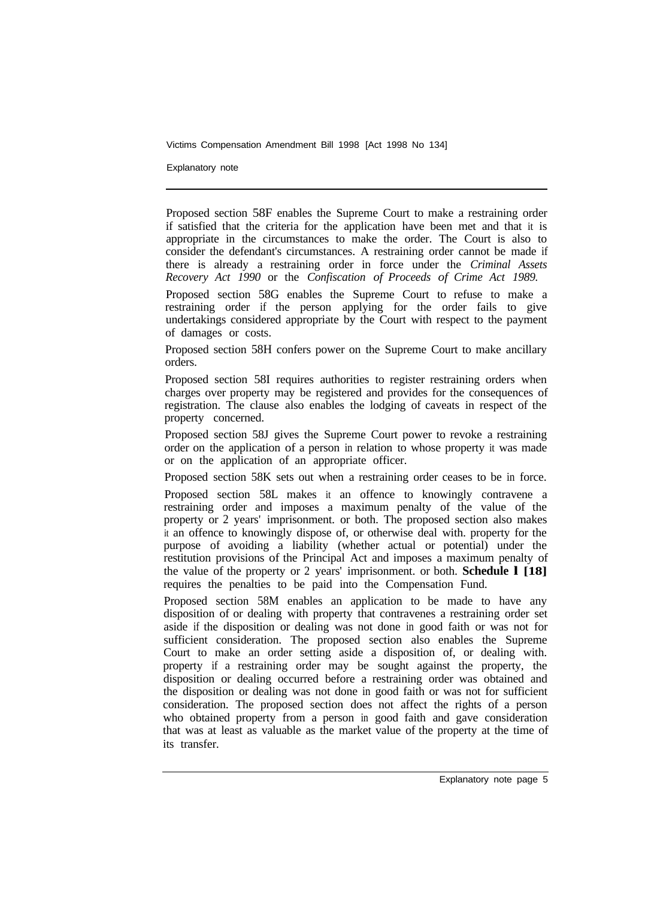Proposed section 58F enables the Supreme Court to make a restraining order if satisfied that the criteria for the application have been met and that it is appropriate in the circumstances to make the order. The Court is also to consider the defendant's circumstances. A restraining order cannot be made if there is already a restraining order in force under the *Criminal Assets Recovery Act 1990* or the *Confiscation of Proceeds of Crime Act 1989.*

Proposed section 58G enables the Supreme Court to refuse to make a restraining order if the person applying for the order fails to give undertakings considered appropriate by the Court with respect to the payment of damages or costs.

Proposed section 58H confers power on the Supreme Court to make ancillary orders.

Proposed section 58I requires authorities to register restraining orders when charges over property may be registered and provides for the consequences of registration. The clause also enables the lodging of caveats in respect of the property concerned.

Proposed section 58J gives the Supreme Court power to revoke a restraining order on the application of a person in relation to whose property it was made or on the application of an appropriate officer.

Proposed section 58K sets out when a restraining order ceases to be in force.

Proposed section 58L makes it an offence to knowingly contravene a restraining order and imposes a maximum penalty of the value of the property or 2 years' imprisonment. or both. The proposed section also makes it an offence to knowingly dispose of, or otherwise deal with. property for the purpose of avoiding a liability (whether actual or potential) under the restitution provisions of the Principal Act and imposes a maximum penalty of the value of the property or 2 years' imprisonment. or both. **Schedule 1 [18]** requires the penalties to be paid into the Compensation Fund.

Proposed section 58M enables an application to be made to have any disposition of or dealing with property that contravenes a restraining order set aside if the disposition or dealing was not done in good faith or was not for sufficient consideration. The proposed section also enables the Supreme Court to make an order setting aside a disposition of, or dealing with. property if a restraining order may be sought against the property, the disposition or dealing occurred before a restraining order was obtained and the disposition or dealing was not done in good faith or was not for sufficient consideration. The proposed section does not affect the rights of a person who obtained property from a person in good faith and gave consideration that was at least as valuable as the market value of the property at the time of its transfer.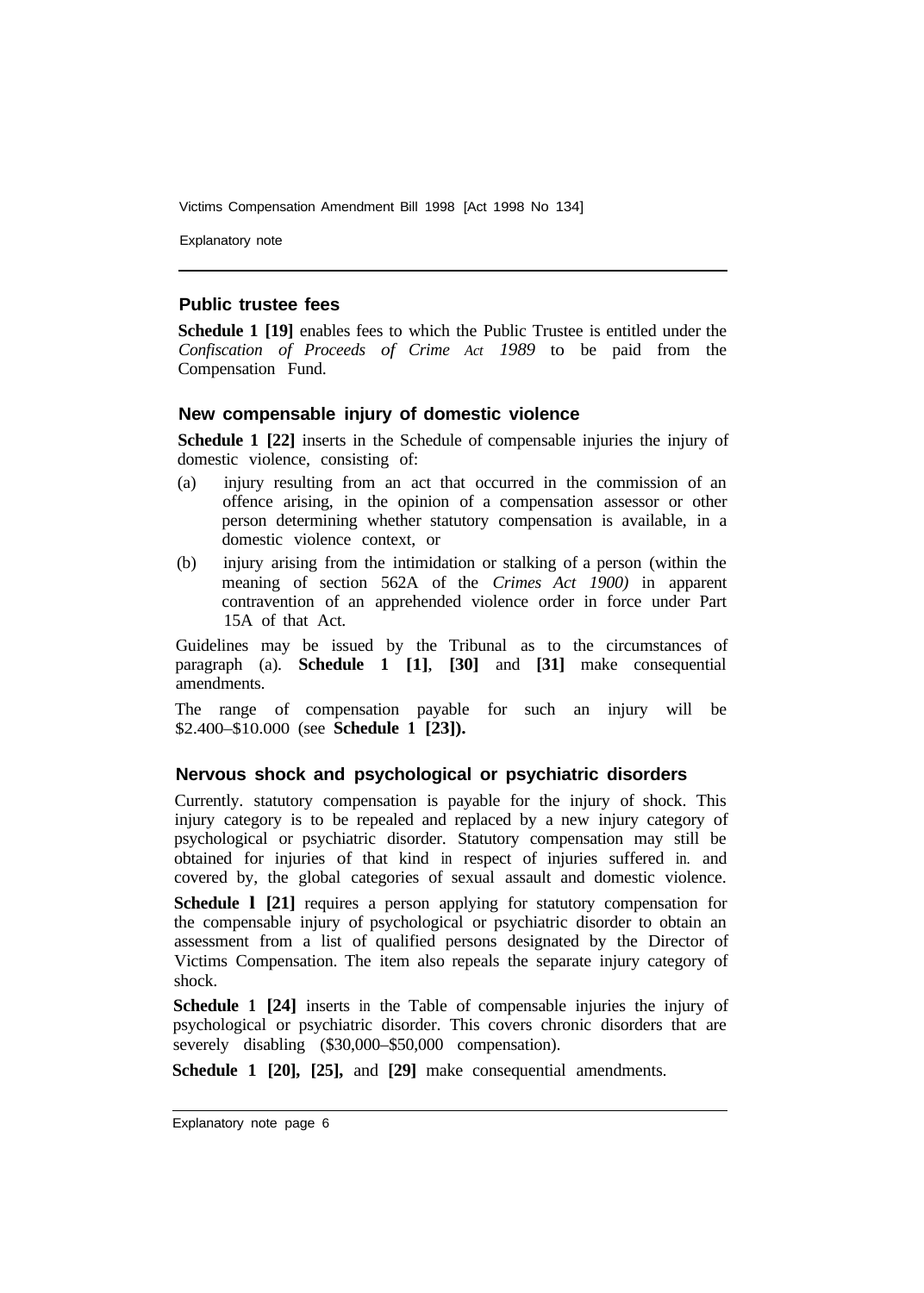## Public trustee fees

**Schedule 1 [19]** enables fees to which the Public Trustee is entitled under the *Confiscation of Proceeds of Crime Act 1989* to be paid from the Compensation Fund.

## New compensable injury of domestic violence

**Schedule 1 [22]** inserts in the Schedule of compensable injuries the injury of domestic violence, consisting of:

(a) injury resulting from an act that occurred in the commission of an offence arising, in the opinion of a compensation assessor or other person determining whether statutory compensation is available, in a domestic violence context, or

(b) injury arising from the intimidation or stalking of a person (within the meaning of section 562A of the *Crimes Act 1900)* in apparent contravention of an apprehended violence order in force under Part 15A of that Act.

Guidelines may be issued by the Tribunal as to the circumstances of paragraph (a). **Schedule 1 [1]**, **[30]** and **[31]** make consequential amendments.

The range of compensation payable for such an injury will be $2.400–$10.000 (see **Schedule 1 [23]).**

## Nervous shock and psychological or psychiatric disorders

Currently. statutory compensation is payable for the injury of shock. This injury category is to be repealed and replaced by a new injury category of psychological or psychiatric disorder. Statutory compensation may still be obtained for injuries of that kind in respect of injuries suffered in. and covered by, the global categories of sexual assault and domestic violence.

**Schedule l [21]** requires a person applying for statutory compensation for the compensable injury of psychological or psychiatric disorder to obtain an assessment from a list of qualified persons designated by the Director of Victims Compensation. The item also repeals the separate injury category of shock.

**Schedule 1 [24]** inserts in the Table of compensable injuries the injury of psychological or psychiatric disorder. This covers chronic disorders that are severely disabling ($30,000–$50,000 compensation).

**Schedule 1 [20], [25],** and **[29]** make consequential amendments.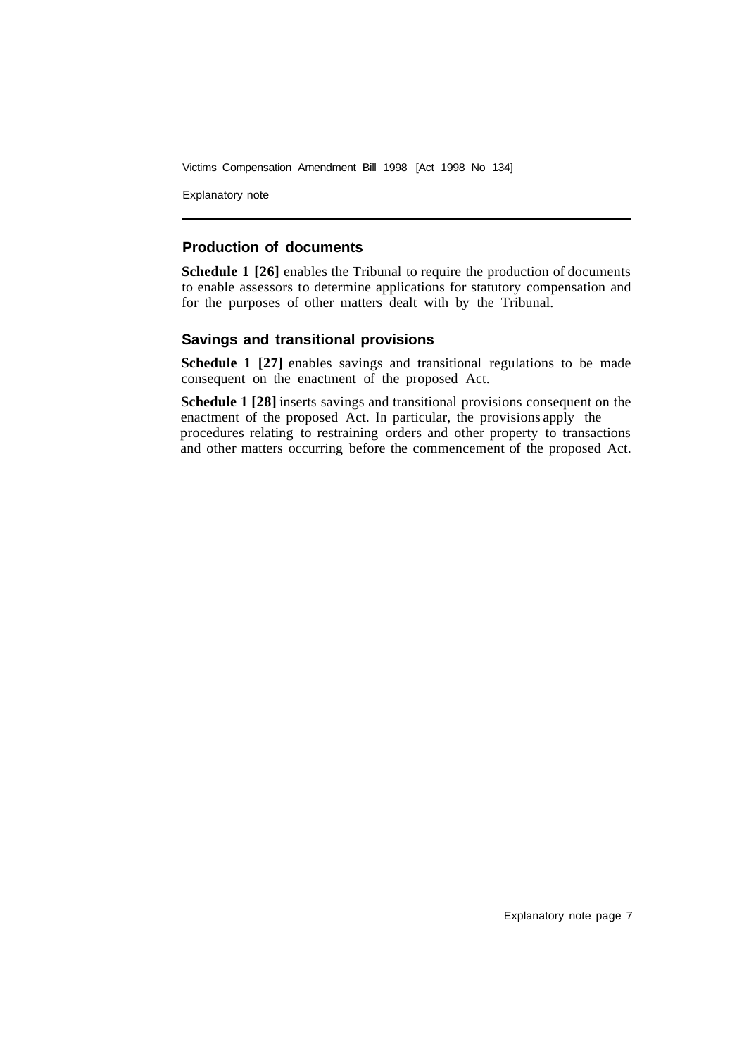## Production of documents

**Schedule 1 [26]** enables the Tribunal to require the production of documents to enable assessors to determine applications for statutory compensation and for the purposes of other matters dealt with by the Tribunal.

## Savings and transitional provisions

**Schedule 1 [27]** enables savings and transitional regulations to be made consequent on the enactment of the proposed Act.

**Schedule 1 [28]** inserts savings and transitional provisions consequent on the enactment of the proposed Act. In particular, the provisions apply the procedures relating to restraining orders and other property to transactions and other matters occurring before the commencement of the proposed Act.